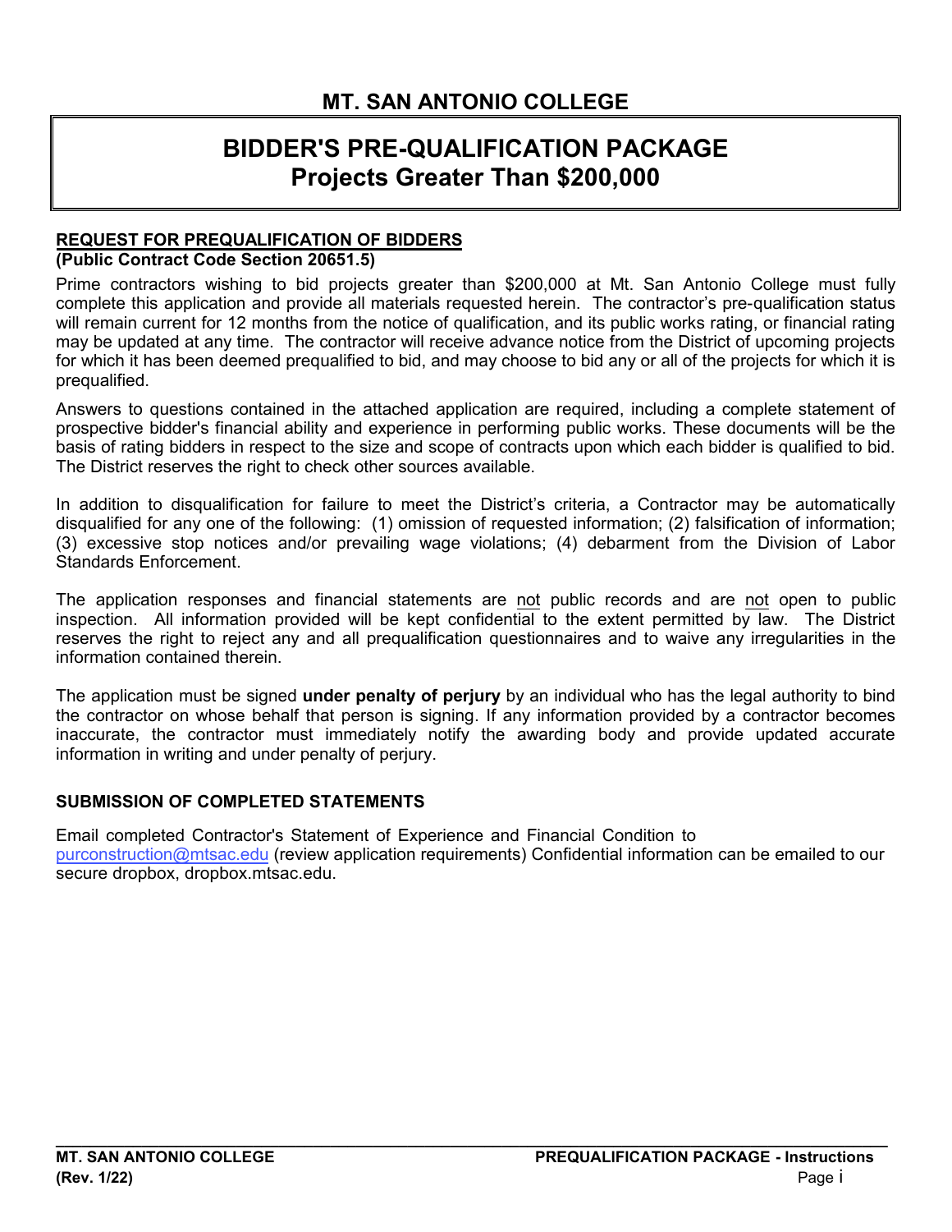# MT. SAN ANTONIO COLLEGE

## BIDDER'S PRE-QUALIFICATION PACKAGE
## Projects Greater Than $200,000

**REQUEST FOR PREQUALIFICATION OF BIDDERS**
**(Public Contract Code Section 20651.5)**

Prime contractors wishing to bid projects greater than $200,000 at Mt. San Antonio College must fully complete this application and provide all materials requested herein. The contractor's pre-qualification status will remain current for 12 months from the notice of qualification, and its public works rating, or financial rating may be updated at any time. The contractor will receive advance notice from the District of upcoming projects for which it has been deemed prequalified to bid, and may choose to bid any or all of the projects for which it is prequalified.

Answers to questions contained in the attached application are required, including a complete statement of prospective bidder's financial ability and experience in performing public works. These documents will be the basis of rating bidders in respect to the size and scope of contracts upon which each bidder is qualified to bid. The District reserves the right to check other sources available.

In addition to disqualification for failure to meet the District's criteria, a Contractor may be automatically disqualified for any one of the following: (1) omission of requested information; (2) falsification of information; (3) excessive stop notices and/or prevailing wage violations; (4) debarment from the Division of Labor Standards Enforcement.

The application responses and financial statements are not public records and are not open to public inspection. All information provided will be kept confidential to the extent permitted by law. The District reserves the right to reject any and all prequalification questionnaires and to waive any irregularities in the information contained therein.

The application must be signed **under penalty of perjury** by an individual who has the legal authority to bind the contractor on whose behalf that person is signing. If any information provided by a contractor becomes inaccurate, the contractor must immediately notify the awarding body and provide updated accurate information in writing and under penalty of perjury.

**SUBMISSION OF COMPLETED STATEMENTS**

Email completed Contractor's Statement of Experience and Financial Condition to purconstruction@mtsac.edu (review application requirements) Confidential information can be emailed to our secure dropbox, dropbox.mtsac.edu.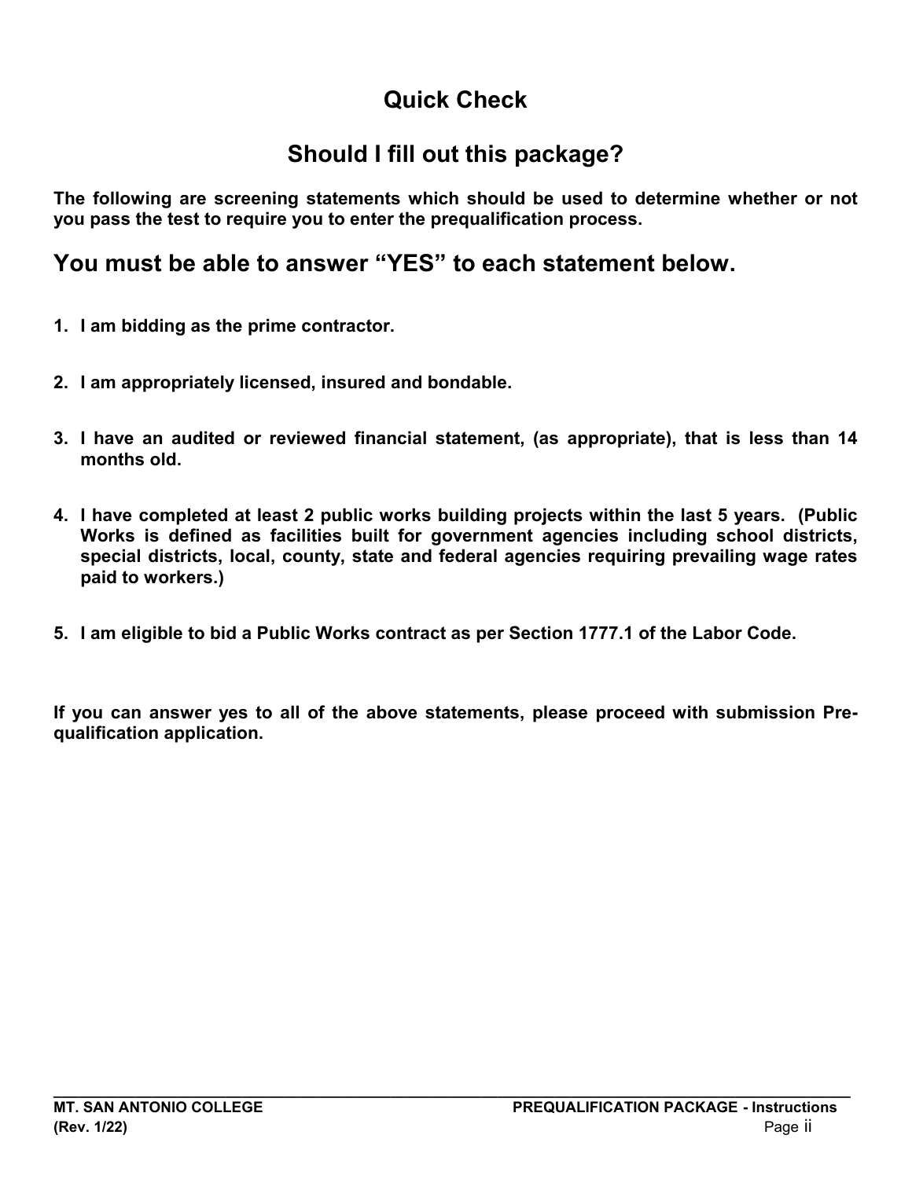# Quick Check

## Should I fill out this package?

**The following are screening statements which should be used to determine whether or not you pass the test to require you to enter the prequalification process.**

## You must be able to answer "YES" to each statement below.

1. **I am bidding as the prime contractor.**

2. **I am appropriately licensed, insured and bondable.**

3. **I have an audited or reviewed financial statement, (as appropriate), that is less than 14 months old.**

4. **I have completed at least 2 public works building projects within the last 5 years. (Public Works is defined as facilities built for government agencies including school districts, special districts, local, county, state and federal agencies requiring prevailing wage rates paid to workers.)**

5. **I am eligible to bid a Public Works contract as per Section 1777.1 of the Labor Code.**

**If you can answer yes to all of the above statements, please proceed with submission Pre-qualification application.**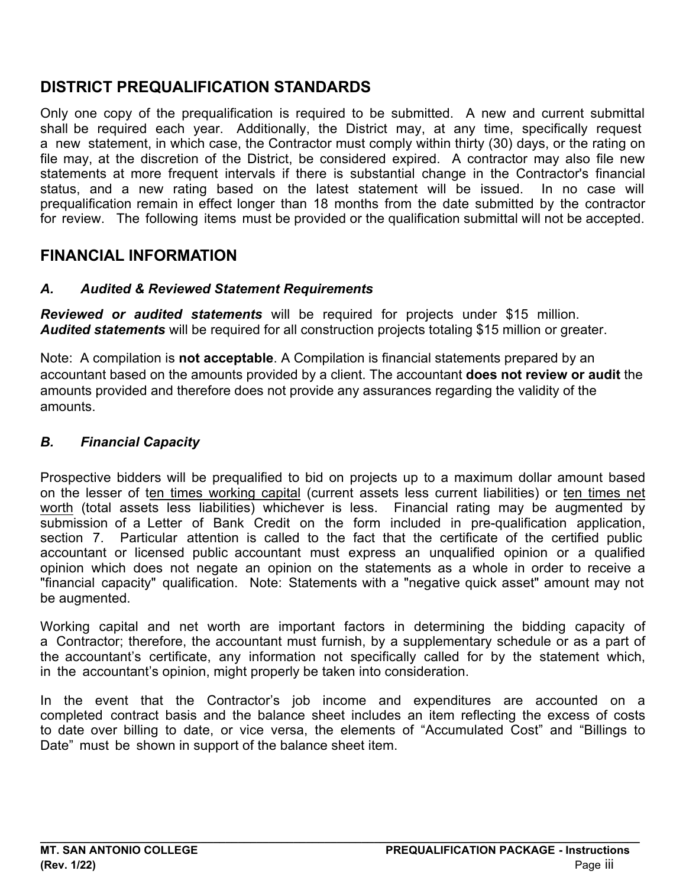## DISTRICT PREQUALIFICATION STANDARDS

Only one copy of the prequalification is required to be submitted. A new and current submittal shall be required each year. Additionally, the District may, at any time, specifically request a new statement, in which case, the Contractor must comply within thirty (30) days, or the rating on file may, at the discretion of the District, be considered expired. A contractor may also file new statements at more frequent intervals if there is substantial change in the Contractor's financial status, and a new rating based on the latest statement will be issued. In no case will prequalification remain in effect longer than 18 months from the date submitted by the contractor for review. The following items must be provided or the qualification submittal will not be accepted.

## FINANCIAL INFORMATION

### *A. Audited & Reviewed Statement Requirements*

***Reviewed or audited statements*** will be required for projects under $15 million.
***Audited statements*** will be required for all construction projects totaling $15 million or greater.

Note: A compilation is **not acceptable**. A Compilation is financial statements prepared by an accountant based on the amounts provided by a client. The accountant **does not review or audit** the amounts provided and therefore does not provide any assurances regarding the validity of the amounts.

### *B. Financial Capacity*

Prospective bidders will be prequalified to bid on projects up to a maximum dollar amount based on the lesser of ten times working capital (current assets less current liabilities) or ten times net worth (total assets less liabilities) whichever is less. Financial rating may be augmented by submission of a Letter of Bank Credit on the form included in pre-qualification application, section 7. Particular attention is called to the fact that the certificate of the certified public accountant or licensed public accountant must express an unqualified opinion or a qualified opinion which does not negate an opinion on the statements as a whole in order to receive a "financial capacity" qualification. Note: Statements with a "negative quick asset" amount may not be augmented.

Working capital and net worth are important factors in determining the bidding capacity of a Contractor; therefore, the accountant must furnish, by a supplementary schedule or as a part of the accountant's certificate, any information not specifically called for by the statement which, in the accountant's opinion, might properly be taken into consideration.

In the event that the Contractor's job income and expenditures are accounted on a completed contract basis and the balance sheet includes an item reflecting the excess of costs to date over billing to date, or vice versa, the elements of "Accumulated Cost" and "Billings to Date" must be shown in support of the balance sheet item.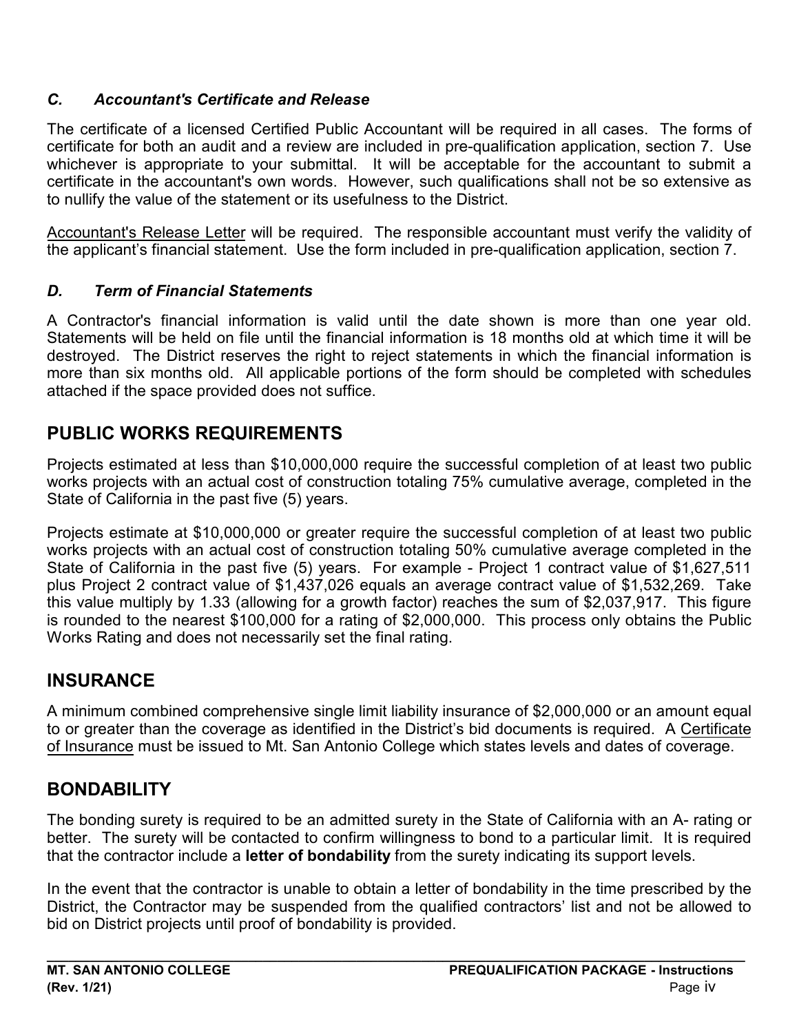### *C. Accountant's Certificate and Release*

The certificate of a licensed Certified Public Accountant will be required in all cases. The forms of certificate for both an audit and a review are included in pre-qualification application, section 7. Use whichever is appropriate to your submittal. It will be acceptable for the accountant to submit a certificate in the accountant's own words. However, such qualifications shall not be so extensive as to nullify the value of the statement or its usefulness to the District.

Accountant's Release Letter will be required. The responsible accountant must verify the validity of the applicant's financial statement. Use the form included in pre-qualification application, section 7.

### *D. Term of Financial Statements*

A Contractor's financial information is valid until the date shown is more than one year old. Statements will be held on file until the financial information is 18 months old at which time it will be destroyed. The District reserves the right to reject statements in which the financial information is more than six months old. All applicable portions of the form should be completed with schedules attached if the space provided does not suffice.

## PUBLIC WORKS REQUIREMENTS

Projects estimated at less than $10,000,000 require the successful completion of at least two public works projects with an actual cost of construction totaling 75% cumulative average, completed in the State of California in the past five (5) years.

Projects estimate at $10,000,000 or greater require the successful completion of at least two public works projects with an actual cost of construction totaling 50% cumulative average completed in the State of California in the past five (5) years. For example - Project 1 contract value of $1,627,511 plus Project 2 contract value of $1,437,026 equals an average contract value of $1,532,269. Take this value multiply by 1.33 (allowing for a growth factor) reaches the sum of $2,037,917. This figure is rounded to the nearest $100,000 for a rating of $2,000,000. This process only obtains the Public Works Rating and does not necessarily set the final rating.

## INSURANCE

A minimum combined comprehensive single limit liability insurance of $2,000,000 or an amount equal to or greater than the coverage as identified in the District's bid documents is required. A Certificate of Insurance must be issued to Mt. San Antonio College which states levels and dates of coverage.

## BONDABILITY

The bonding surety is required to be an admitted surety in the State of California with an A- rating or better. The surety will be contacted to confirm willingness to bond to a particular limit. It is required that the contractor include a **letter of bondability** from the surety indicating its support levels.

In the event that the contractor is unable to obtain a letter of bondability in the time prescribed by the District, the Contractor may be suspended from the qualified contractors' list and not be allowed to bid on District projects until proof of bondability is provided.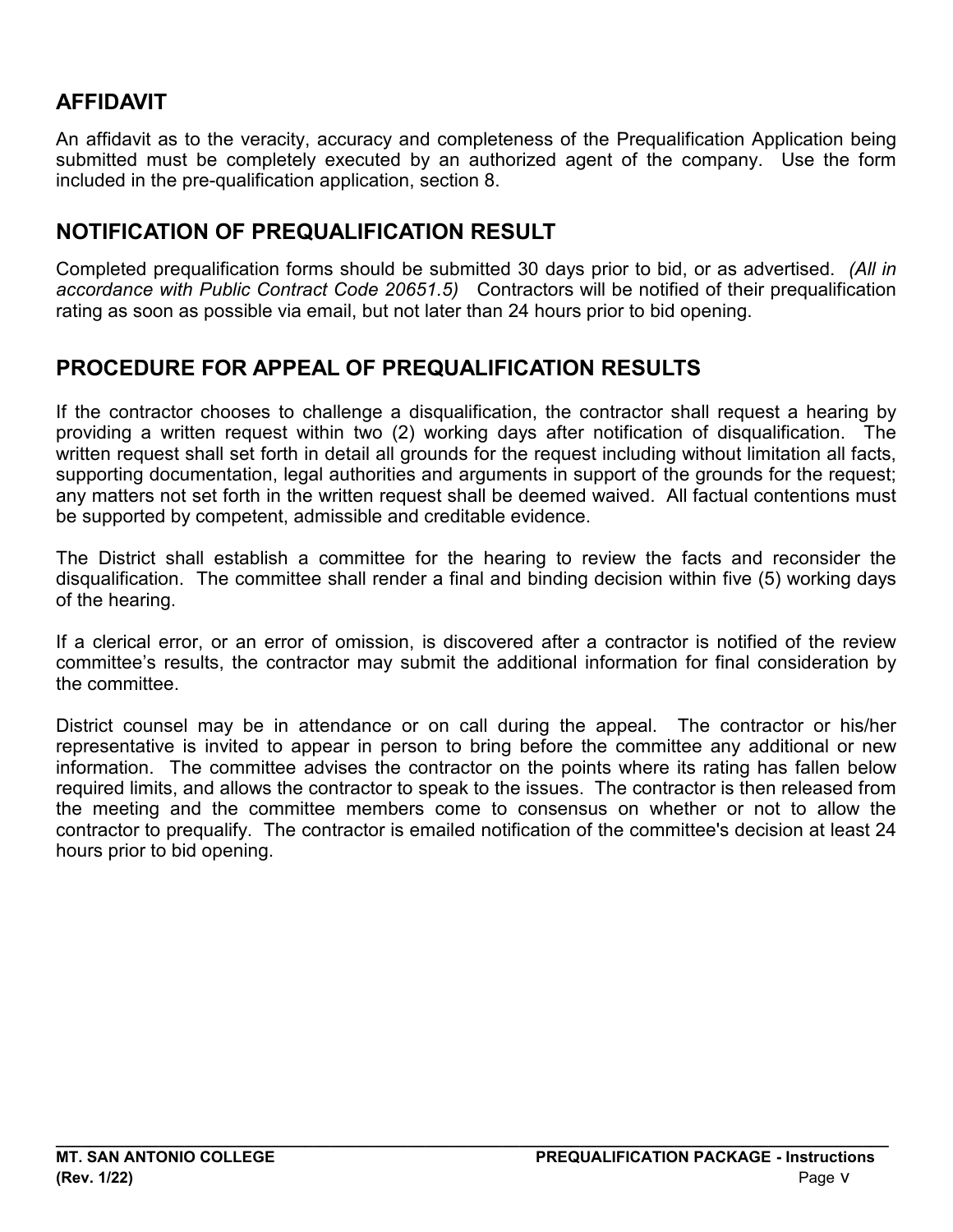## AFFIDAVIT

An affidavit as to the veracity, accuracy and completeness of the Prequalification Application being submitted must be completely executed by an authorized agent of the company. Use the form included in the pre-qualification application, section 8.

## NOTIFICATION OF PREQUALIFICATION RESULT

Completed prequalification forms should be submitted 30 days prior to bid, or as advertised. *(All in accordance with Public Contract Code 20651.5)* Contractors will be notified of their prequalification rating as soon as possible via email, but not later than 24 hours prior to bid opening.

## PROCEDURE FOR APPEAL OF PREQUALIFICATION RESULTS

If the contractor chooses to challenge a disqualification, the contractor shall request a hearing by providing a written request within two (2) working days after notification of disqualification. The written request shall set forth in detail all grounds for the request including without limitation all facts, supporting documentation, legal authorities and arguments in support of the grounds for the request; any matters not set forth in the written request shall be deemed waived. All factual contentions must be supported by competent, admissible and creditable evidence.

The District shall establish a committee for the hearing to review the facts and reconsider the disqualification. The committee shall render a final and binding decision within five (5) working days of the hearing.

If a clerical error, or an error of omission, is discovered after a contractor is notified of the review committee's results, the contractor may submit the additional information for final consideration by the committee.

District counsel may be in attendance or on call during the appeal. The contractor or his/her representative is invited to appear in person to bring before the committee any additional or new information. The committee advises the contractor on the points where its rating has fallen below required limits, and allows the contractor to speak to the issues. The contractor is then released from the meeting and the committee members come to consensus on whether or not to allow the contractor to prequalify. The contractor is emailed notification of the committee's decision at least 24 hours prior to bid opening.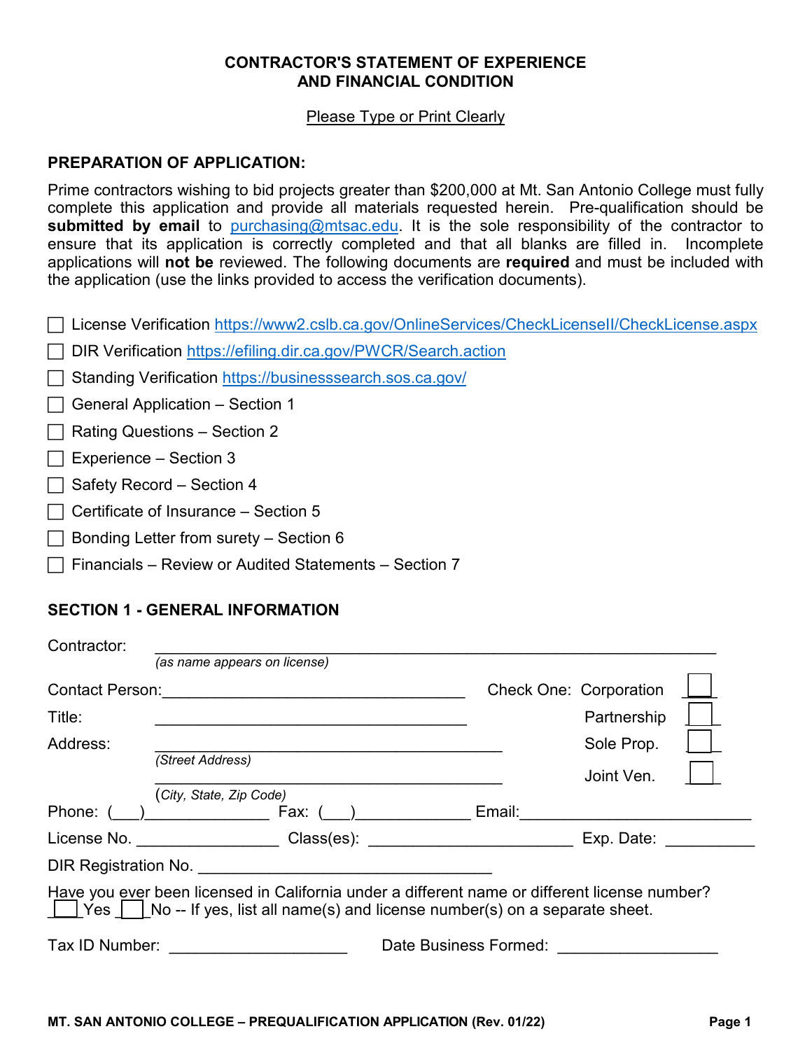**CONTRACTOR'S STATEMENT OF EXPERIENCE AND FINANCIAL CONDITION**

Please Type or Print Clearly

## PREPARATION OF APPLICATION:

Prime contractors wishing to bid projects greater than $200,000 at Mt. San Antonio College must fully complete this application and provide all materials requested herein. Pre-qualification should be **submitted by email** to purchasing@mtsac.edu. It is the sole responsibility of the contractor to ensure that its application is correctly completed and that all blanks are filled in. Incomplete applications will **not be** reviewed. The following documents are **required** and must be included with the application (use the links provided to access the verification documents).

- ☐ License Verification https://www2.cslb.ca.gov/OnlineServices/CheckLicenseII/CheckLicense.aspx
- ☐ DIR Verification https://efiling.dir.ca.gov/PWCR/Search.action
- ☐ Standing Verification https://businesssearch.sos.ca.gov/
- ☐ General Application – Section 1
- ☐ Rating Questions – Section 2
- ☐ Experience – Section 3
- ☐ Safety Record – Section 4
- ☐ Certificate of Insurance – Section 5
- ☐ Bonding Letter from surety – Section 6
- ☐ Financials – Review or Audited Statements – Section 7

## SECTION 1 - GENERAL INFORMATION

Contractor: ____________________________________________________________
*(as name appears on license)*

Contact Person: ___________________________________ Check One: Corporation ☐

Title: ___________________________________ Partnership ☐

Address: ___________________________________ Sole Prop. ☐
*(Street Address)*

___________________________________ Joint Ven. ☐
*(City, State, Zip Code)*

Phone: (___)______________ Fax: (___)_____________ Email:__________________________

License No. ________________ Class(es): _______________________ Exp. Date: __________

DIR Registration No. __________________________________

Have you ever been licensed in California under a different name or different license number?
☐ Yes ☐ No -- If yes, list all name(s) and license number(s) on a separate sheet.

Tax ID Number: ____________________ Date Business Formed: __________________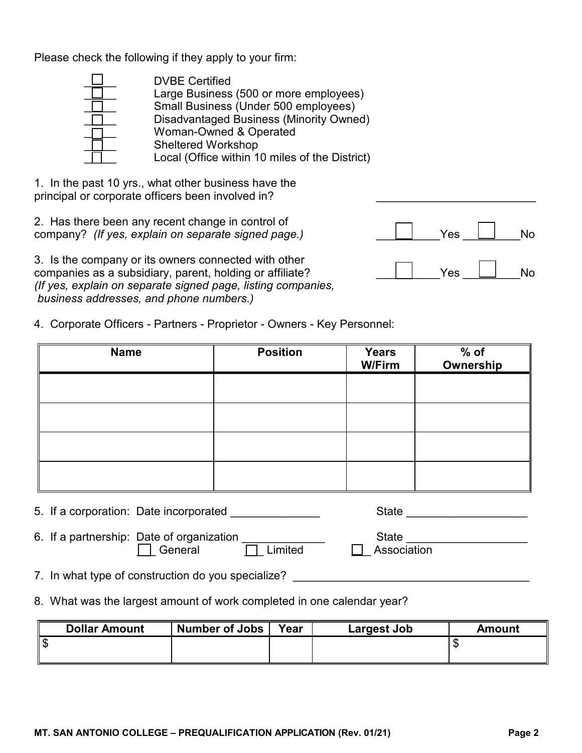Please check the following if they apply to your firm:

- ☐ DVBE Certified
- ☐ Large Business (500 or more employees)
- ☐ Small Business (Under 500 employees)
- ☐ Disadvantaged Business (Minority Owned)
- ☐ Woman-Owned & Operated
- ☐ Sheltered Workshop
- ☐ Local (Office within 10 miles of the District)

1. In the past 10 yrs., what other business have the principal or corporate officers been involved in? _________________________

2. Has there been any recent change in control of company? *(If yes, explain on separate signed page.)* ☐ Yes ☐ No

3. Is the company or its owners connected with other companies as a subsidiary, parent, holding or affiliate? *(If yes, explain on separate signed page, listing companies, business addresses, and phone numbers.)* ☐ Yes ☐ No

4. Corporate Officers - Partners - Proprietor - Owners - Key Personnel:

| Name | Position | Years W/Firm | % of Ownership |
|---|---|---|---|
| | | | |
| | | | |
| | | | |
| | | | |

5. If a corporation: Date incorporated ______________ State ___________________

6. If a partnership: Date of organization _____________ State ___________________
   ☐ General ☐ Limited ☐ Association

7. In what type of construction do you specialize? _____________________________________

8. What was the largest amount of work completed in one calendar year?

| Dollar Amount | Number of Jobs | Year | Largest Job | Amount |
|---|---|---|---|---|
| $ | | | | $ |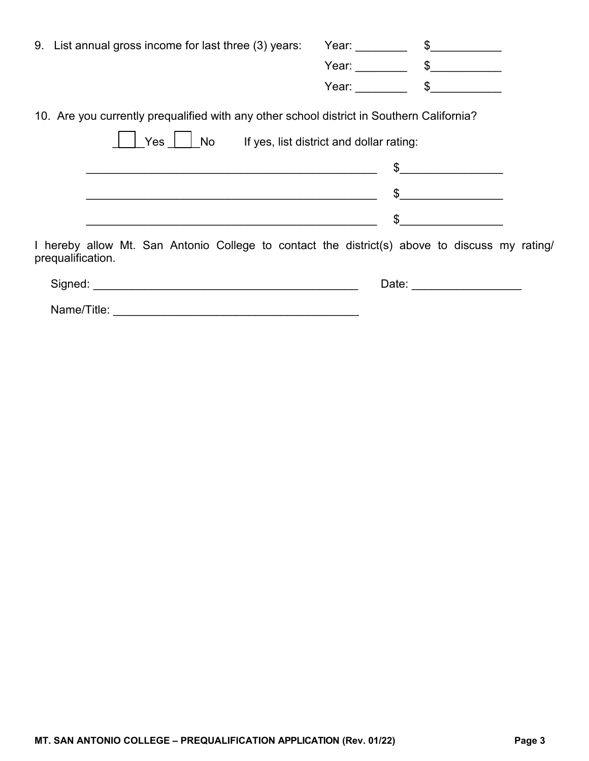9. List annual gross income for last three (3) years:

Year: ________ $___________

Year: ________ $___________

Year: ________ $___________

10. Are you currently prequalified with any other school district in Southern California?

☐ Yes ☐ No If yes, list district and dollar rating:

_______________________________________________ $________________

_______________________________________________ $________________

_______________________________________________ $________________

I hereby allow Mt. San Antonio College to contact the district(s) above to discuss my rating/ prequalification.

Signed: ___________________________________________ Date: _________________

Name/Title: _______________________________________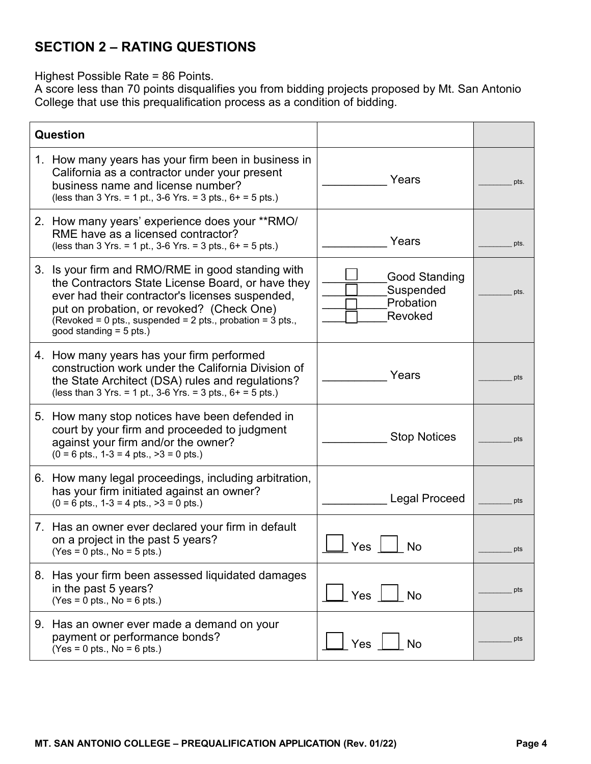## SECTION 2 – RATING QUESTIONS

Highest Possible Rate = 86 Points.
A score less than 70 points disqualifies you from bidding projects proposed by Mt. San Antonio College that use this prequalification process as a condition of bidding.

| Question | | |
|---|---|---|
| 1. How many years has your firm been in business in California as a contractor under your present business name and license number? (less than 3 Yrs. = 1 pt., 3-6 Yrs. = 3 pts., 6+ = 5 pts.) | __________ Years | _______ pts. |
| 2. How many years' experience does your **RMO/ RME have as a licensed contractor? (less than 3 Yrs. = 1 pt., 3-6 Yrs. = 3 pts., 6+ = 5 pts.) | __________ Years | _______ pts. |
| 3. Is your firm and RMO/RME in good standing with the Contractors State License Board, or have they ever had their contractor's licenses suspended, put on probation, or revoked? (Check One) (Revoked = 0 pts., suspended = 2 pts., probation = 3 pts., good standing = 5 pts.) | ☐ Good Standing<br>☐ Suspended<br>☐ Probation<br>☐ Revoked | _______ pts. |
| 4. How many years has your firm performed construction work under the California Division of the State Architect (DSA) rules and regulations? (less than 3 Yrs. = 1 pt., 3-6 Yrs. = 3 pts., 6+ = 5 pts.) | __________ Years | _______ pts |
| 5. How many stop notices have been defended in court by your firm and proceeded to judgment against your firm and/or the owner? (0 = 6 pts., 1-3 = 4 pts., >3 = 0 pts.) | __________ Stop Notices | _______ pts |
| 6. How many legal proceedings, including arbitration, has your firm initiated against an owner? (0 = 6 pts., 1-3 = 4 pts., >3 = 0 pts.) | __________ Legal Proceed | _______ pts |
| 7. Has an owner ever declared your firm in default on a project in the past 5 years? (Yes = 0 pts., No = 5 pts.) | ☐ Yes ☐ No | _______ pts |
| 8. Has your firm been assessed liquidated damages in the past 5 years? (Yes = 0 pts., No = 6 pts.) | ☐ Yes ☐ No | _______ pts |
| 9. Has an owner ever made a demand on your payment or performance bonds? (Yes = 0 pts., No = 6 pts.) | ☐ Yes ☐ No | _______ pts |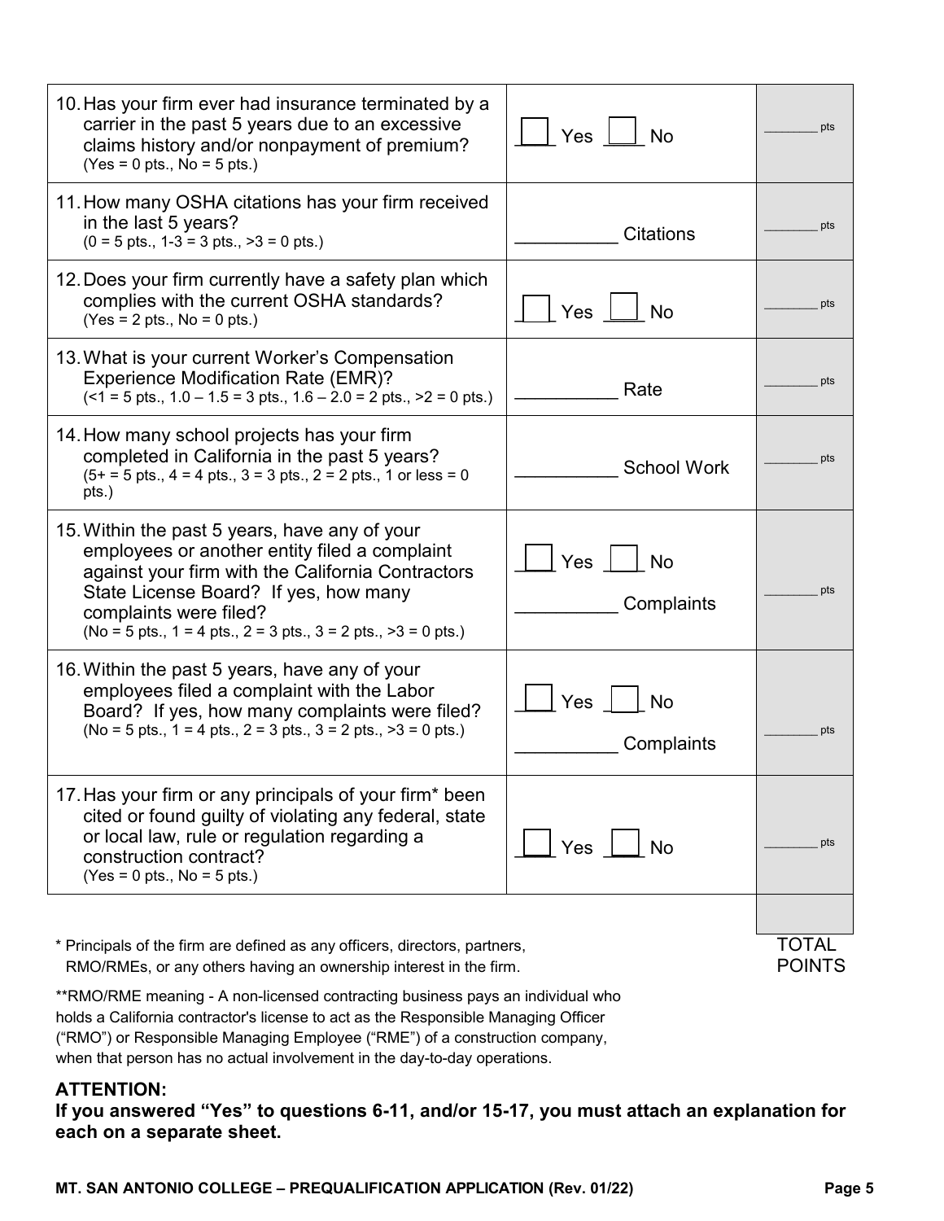| Question | Response | Points |
|---|---|---|
| 10. Has your firm ever had insurance terminated by a carrier in the past 5 years due to an excessive claims history and/or nonpayment of premium? (Yes = 0 pts., No = 5 pts.) | ☐ Yes ☐ No | ______ pts |
| 11. How many OSHA citations has your firm received in the last 5 years? (0 = 5 pts., 1-3 = 3 pts., >3 = 0 pts.) | __________ Citations | ______ pts |
| 12. Does your firm currently have a safety plan which complies with the current OSHA standards? (Yes = 2 pts., No = 0 pts.) | ☐ Yes ☐ No | ______ pts |
| 13. What is your current Worker's Compensation Experience Modification Rate (EMR)? (<1 = 5 pts., 1.0 – 1.5 = 3 pts., 1.6 – 2.0 = 2 pts., >2 = 0 pts.) | __________ Rate | ______ pts |
| 14. How many school projects has your firm completed in California in the past 5 years? (5+ = 5 pts., 4 = 4 pts., 3 = 3 pts., 2 = 2 pts., 1 or less = 0 pts.) | __________ School Work | ______ pts |
| 15. Within the past 5 years, have any of your employees or another entity filed a complaint against your firm with the California Contractors State License Board? If yes, how many complaints were filed? (No = 5 pts., 1 = 4 pts., 2 = 3 pts., 3 = 2 pts., >3 = 0 pts.) | ☐ Yes ☐ No<br>__________ Complaints | ______ pts |
| 16. Within the past 5 years, have any of your employees filed a complaint with the Labor Board? If yes, how many complaints were filed? (No = 5 pts., 1 = 4 pts., 2 = 3 pts., 3 = 2 pts., >3 = 0 pts.) | ☐ Yes ☐ No<br>__________ Complaints | ______ pts |
| 17. Has your firm or any principals of your firm* been cited or found guilty of violating any federal, state or local law, rule or regulation regarding a construction contract? (Yes = 0 pts., No = 5 pts.) | ☐ Yes ☐ No | ______ pts |
| | | |
| | | TOTAL POINTS |

\* Principals of the firm are defined as any officers, directors, partners, RMO/RMEs, or any others having an ownership interest in the firm.

**RMO/RME meaning - A non-licensed contracting business pays an individual who holds a California contractor's license to act as the Responsible Managing Officer ("RMO") or Responsible Managing Employee ("RME") of a construction company, when that person has no actual involvement in the day-to-day operations.

**ATTENTION:**

**If you answered "Yes" to questions 6-11, and/or 15-17, you must attach an explanation for each on a separate sheet.**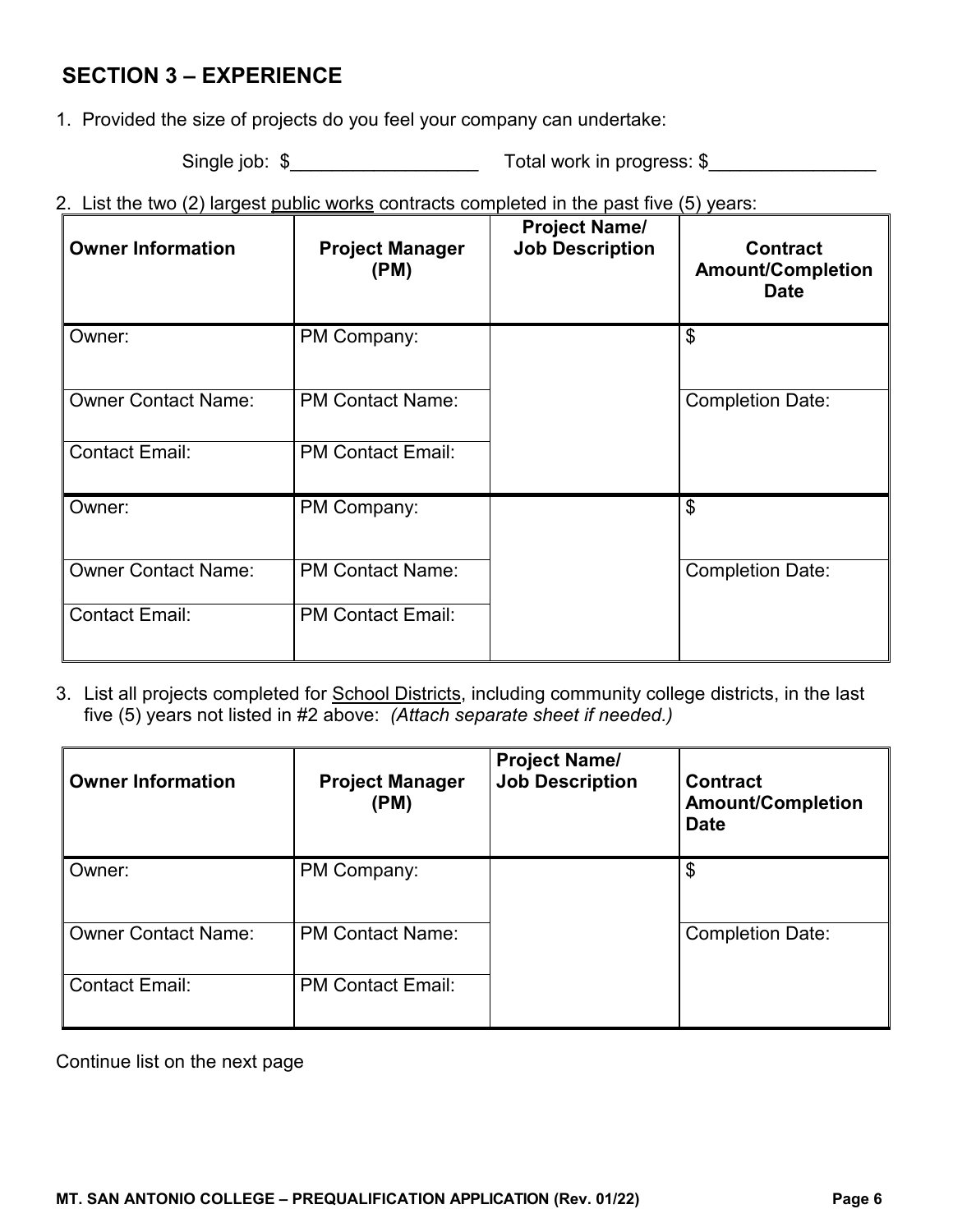## SECTION 3 – EXPERIENCE

1. Provided the size of projects do you feel your company can undertake:

   Single job: $__________________ Total work in progress: $________________

2. List the two (2) largest public works contracts completed in the past five (5) years:

| Owner Information | Project Manager (PM) | Project Name/ Job Description | Contract Amount/Completion Date |
|---|---|---|---|
| Owner: | PM Company: | | $ |
| Owner Contact Name: | PM Contact Name: | | Completion Date: |
| Contact Email: | PM Contact Email: | | |
| Owner: | PM Company: | | $ |
| Owner Contact Name: | PM Contact Name: | | Completion Date: |
| Contact Email: | PM Contact Email: | | |

3. List all projects completed for School Districts, including community college districts, in the last five (5) years not listed in #2 above: *(Attach separate sheet if needed.)*

| Owner Information | Project Manager (PM) | Project Name/ Job Description | Contract Amount/Completion Date |
|---|---|---|---|
| Owner: | PM Company: | | $ |
| Owner Contact Name: | PM Contact Name: | | Completion Date: |
| Contact Email: | PM Contact Email: | | |

Continue list on the next page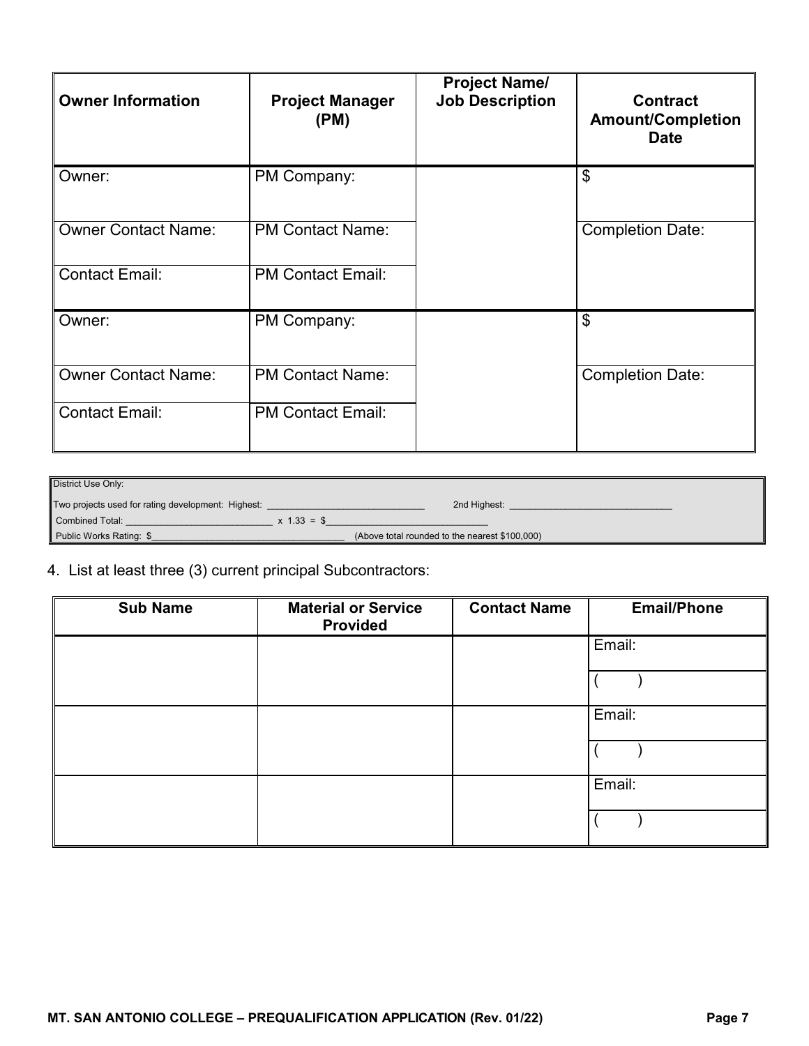| Owner Information | Project Manager (PM) | Project Name/ Job Description | Contract Amount/Completion Date |
|---|---|---|---|
| Owner: | PM Company: | | $ |
| Owner Contact Name: | PM Contact Name: | | Completion Date: |
| Contact Email: | PM Contact Email: | | |
| Owner: | PM Company: | | $ |
| Owner Contact Name: | PM Contact Name: | | Completion Date: |
| Contact Email: | PM Contact Email: | | |

District Use Only:

Two projects used for rating development: Highest: ______________________________ 2nd Highest: ______________________________

Combined Total: ____________________________ x 1.33 = $______________________________

Public Works Rating: $______________________________________ (Above total rounded to the nearest $100,000)

4. List at least three (3) current principal Subcontractors:

| Sub Name | Material or Service Provided | Contact Name | Email/Phone |
|---|---|---|---|
| | | | Email: |
| | | | (        ) |
| | | | Email: |
| | | | (        ) |
| | | | Email: |
| | | | (        ) |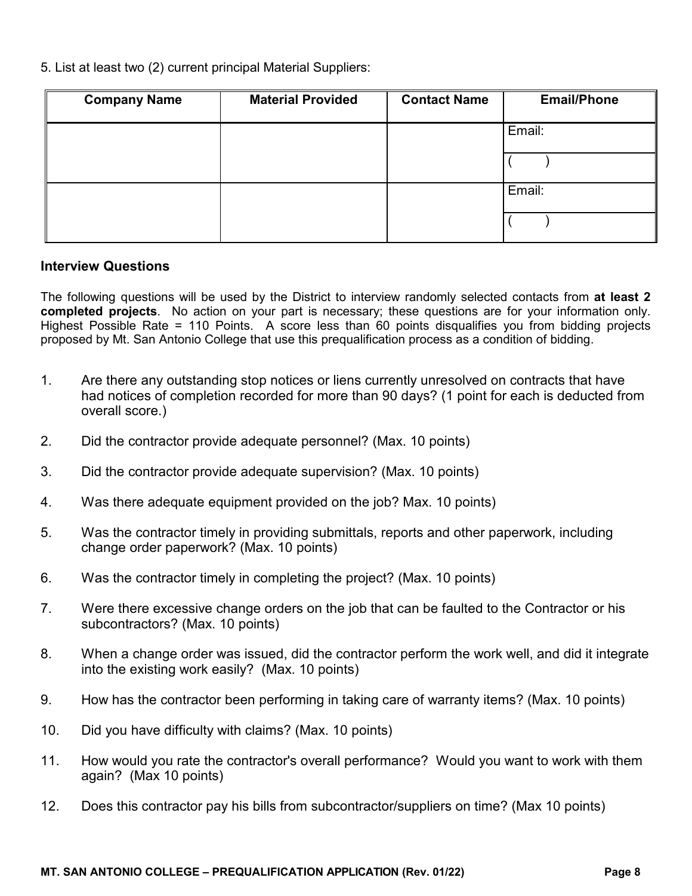5. List at least two (2) current principal Material Suppliers:

| Company Name | Material Provided | Contact Name | Email/Phone |
|---|---|---|---|
| | | | Email: |
| | | | (        ) |
| | | | Email: |
| | | | (        ) |

### Interview Questions

The following questions will be used by the District to interview randomly selected contacts from **at least 2 completed projects**. No action on your part is necessary; these questions are for your information only. Highest Possible Rate = 110 Points. A score less than 60 points disqualifies you from bidding projects proposed by Mt. San Antonio College that use this prequalification process as a condition of bidding.

1. Are there any outstanding stop notices or liens currently unresolved on contracts that have had notices of completion recorded for more than 90 days? (1 point for each is deducted from overall score.)
2. Did the contractor provide adequate personnel? (Max. 10 points)
3. Did the contractor provide adequate supervision? (Max. 10 points)
4. Was there adequate equipment provided on the job? Max. 10 points)
5. Was the contractor timely in providing submittals, reports and other paperwork, including change order paperwork? (Max. 10 points)
6. Was the contractor timely in completing the project? (Max. 10 points)
7. Were there excessive change orders on the job that can be faulted to the Contractor or his subcontractors? (Max. 10 points)
8. When a change order was issued, did the contractor perform the work well, and did it integrate into the existing work easily? (Max. 10 points)
9. How has the contractor been performing in taking care of warranty items? (Max. 10 points)
10. Did you have difficulty with claims? (Max. 10 points)
11. How would you rate the contractor's overall performance? Would you want to work with them again? (Max 10 points)
12. Does this contractor pay his bills from subcontractor/suppliers on time? (Max 10 points)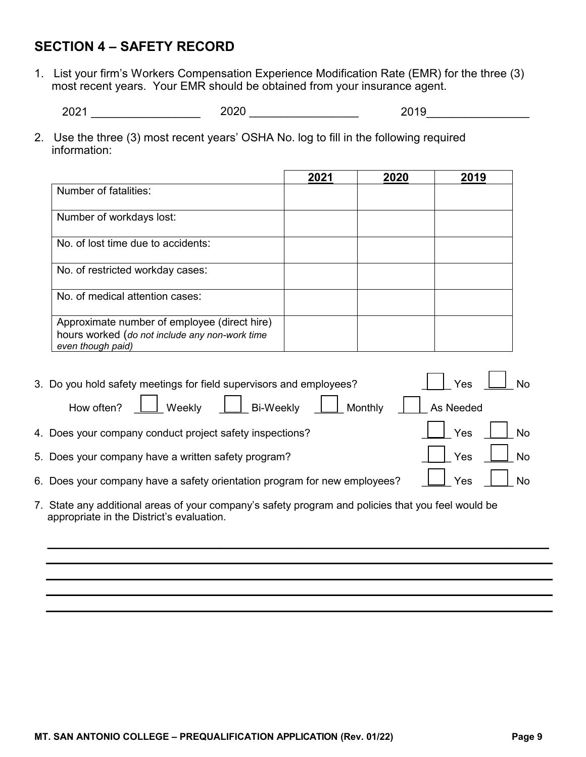## SECTION 4 – SAFETY RECORD

1. List your firm's Workers Compensation Experience Modification Rate (EMR) for the three (3) most recent years. Your EMR should be obtained from your insurance agent.

   2021 ________________ 2020 ________________ 2019________________

2. Use the three (3) most recent years' OSHA No. log to fill in the following required information:

| | 2021 | 2020 | 2019 |
|---|---|---|---|
| Number of fatalities: | | | |
| Number of workdays lost: | | | |
| No. of lost time due to accidents: | | | |
| No. of restricted workday cases: | | | |
| No. of medical attention cases: | | | |
| Approximate number of employee (direct hire) hours worked (*do not include any non-work time even though paid)* | | | |

3. Do you hold safety meetings for field supervisors and employees? ☐ Yes ☐ No

   How often? ☐ Weekly ☐ Bi-Weekly ☐ Monthly ☐ As Needed

4. Does your company conduct project safety inspections? ☐ Yes ☐ No

5. Does your company have a written safety program? ☐ Yes ☐ No

6. Does your company have a safety orientation program for new employees? ☐ Yes ☐ No

7. State any additional areas of your company's safety program and policies that you feel would be appropriate in the District's evaluation.

_______________________________________________________________________________

_______________________________________________________________________________

_______________________________________________________________________________

_______________________________________________________________________________

_______________________________________________________________________________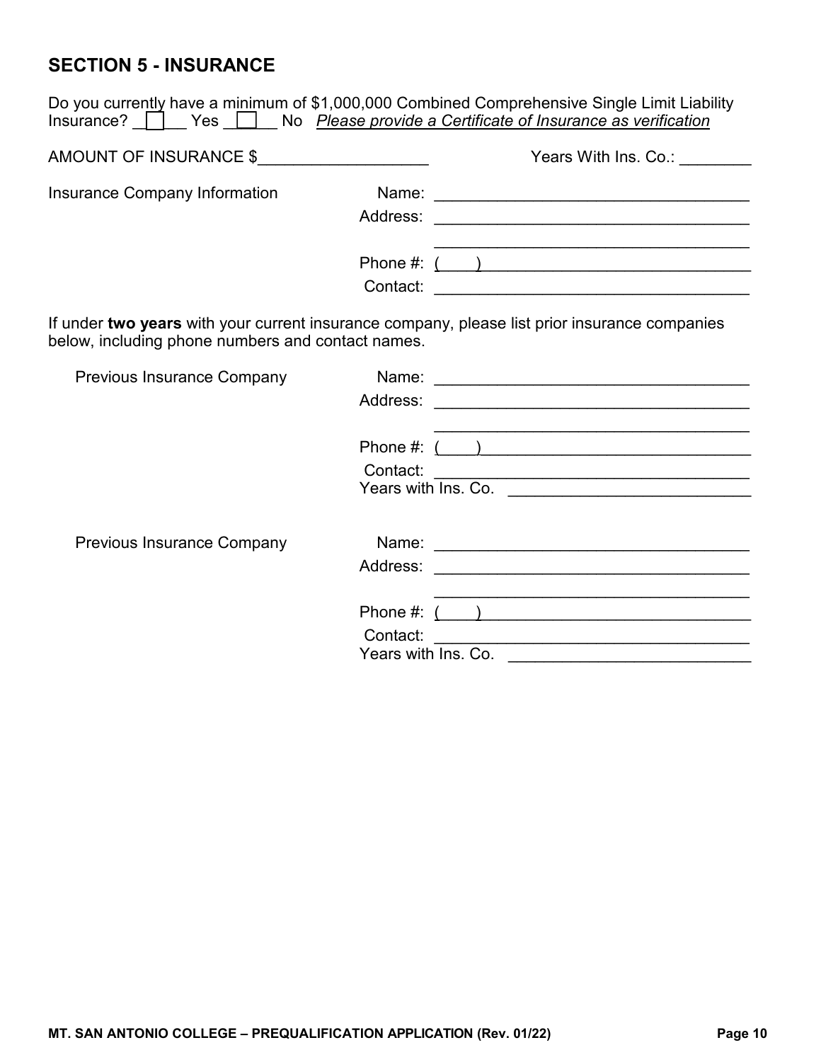## SECTION 5 - INSURANCE

Do you currently have a minimum of $1,000,000 Combined Comprehensive Single Limit Liability Insurance? ☐ Yes ☐ No *Please provide a Certificate of Insurance as verification*

AMOUNT OF INSURANCE $\_\_\_\_\_\_\_\_\_\_\_\_\_\_\_\_\_\_\_ Years With Ins. Co.: \_\_\_\_\_\_\_\_

Insurance Company Information

Name: \_\_\_\_\_\_\_\_\_\_\_\_\_\_\_\_\_\_\_\_\_\_\_\_\_\_\_\_\_\_\_\_\_\_\_

Address: \_\_\_\_\_\_\_\_\_\_\_\_\_\_\_\_\_\_\_\_\_\_\_\_\_\_\_\_\_\_\_\_\_\_\_

\_\_\_\_\_\_\_\_\_\_\_\_\_\_\_\_\_\_\_\_\_\_\_\_\_\_\_\_\_\_\_\_\_\_\_

Phone #: (    ) \_\_\_\_\_\_\_\_\_\_\_\_\_\_\_\_\_\_\_\_\_\_\_\_\_\_\_\_\_\_

Contact: \_\_\_\_\_\_\_\_\_\_\_\_\_\_\_\_\_\_\_\_\_\_\_\_\_\_\_\_\_\_\_\_\_\_\_

If under **two years** with your current insurance company, please list prior insurance companies below, including phone numbers and contact names.

Previous Insurance Company

Name: \_\_\_\_\_\_\_\_\_\_\_\_\_\_\_\_\_\_\_\_\_\_\_\_\_\_\_\_\_\_\_\_\_\_\_

Address: \_\_\_\_\_\_\_\_\_\_\_\_\_\_\_\_\_\_\_\_\_\_\_\_\_\_\_\_\_\_\_\_\_\_\_

\_\_\_\_\_\_\_\_\_\_\_\_\_\_\_\_\_\_\_\_\_\_\_\_\_\_\_\_\_\_\_\_\_\_\_

Phone #: (    ) \_\_\_\_\_\_\_\_\_\_\_\_\_\_\_\_\_\_\_\_\_\_\_\_\_\_\_\_\_\_

Contact: \_\_\_\_\_\_\_\_\_\_\_\_\_\_\_\_\_\_\_\_\_\_\_\_\_\_\_\_\_\_\_\_\_\_\_

Years with Ins. Co. \_\_\_\_\_\_\_\_\_\_\_\_\_\_\_\_\_\_\_\_\_\_\_\_\_\_\_

Previous Insurance Company

Name: \_\_\_\_\_\_\_\_\_\_\_\_\_\_\_\_\_\_\_\_\_\_\_\_\_\_\_\_\_\_\_\_\_\_\_

Address: \_\_\_\_\_\_\_\_\_\_\_\_\_\_\_\_\_\_\_\_\_\_\_\_\_\_\_\_\_\_\_\_\_\_\_

\_\_\_\_\_\_\_\_\_\_\_\_\_\_\_\_\_\_\_\_\_\_\_\_\_\_\_\_\_\_\_\_\_\_\_

Phone #: (    ) \_\_\_\_\_\_\_\_\_\_\_\_\_\_\_\_\_\_\_\_\_\_\_\_\_\_\_\_\_\_

Contact: \_\_\_\_\_\_\_\_\_\_\_\_\_\_\_\_\_\_\_\_\_\_\_\_\_\_\_\_\_\_\_\_\_\_\_

Years with Ins. Co. \_\_\_\_\_\_\_\_\_\_\_\_\_\_\_\_\_\_\_\_\_\_\_\_\_\_\_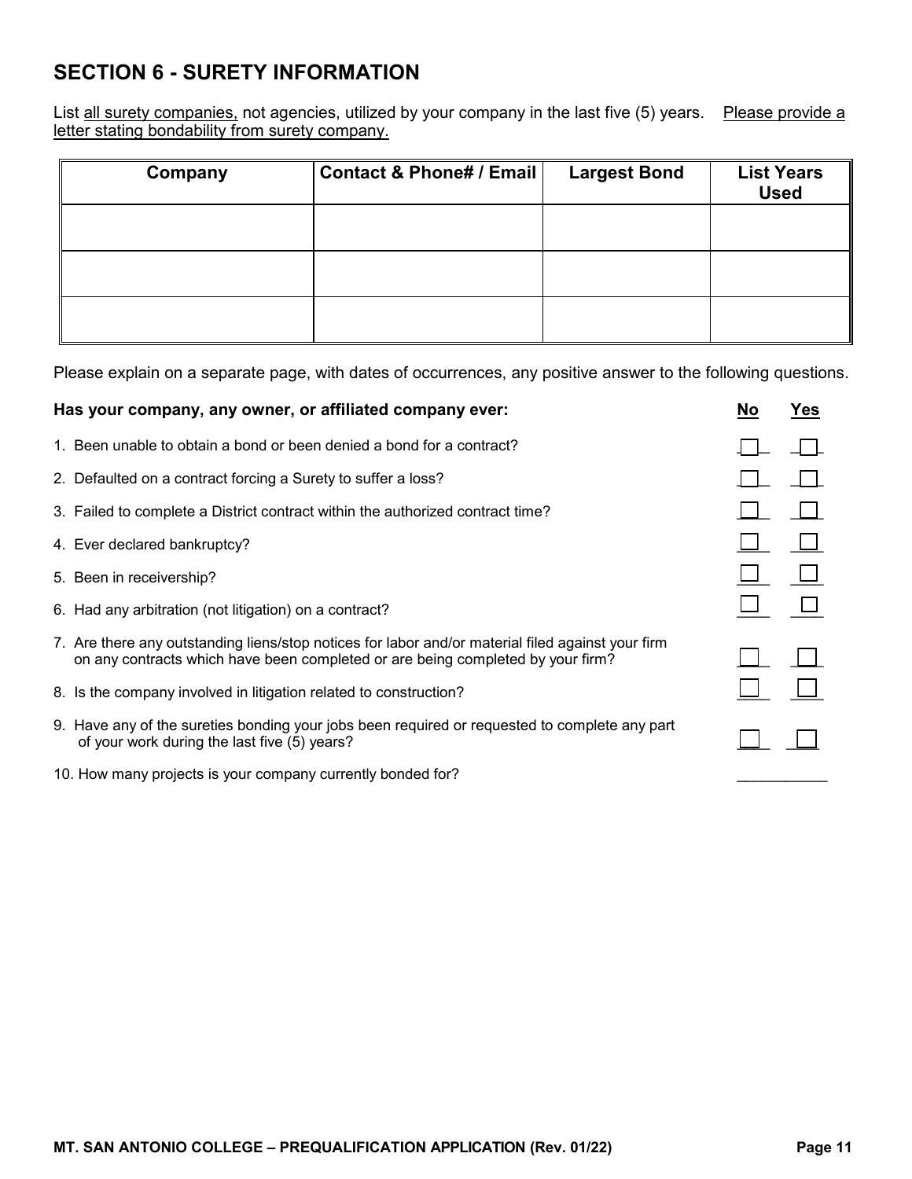## SECTION 6 - SURETY INFORMATION

List all surety companies, not agencies, utilized by your company in the last five (5) years. Please provide a letter stating bondability from surety company.

| Company | Contact & Phone# / Email | Largest Bond | List Years Used |
|---|---|---|---|
| | | | |
| | | | |
| | | | |

Please explain on a separate page, with dates of occurrences, any positive answer to the following questions.

| Has your company, any owner, or affiliated company ever: | No | Yes |
|---|---|---|
| 1. Been unable to obtain a bond or been denied a bond for a contract? | ☐ | ☐ |
| 2. Defaulted on a contract forcing a Surety to suffer a loss? | ☐ | ☐ |
| 3. Failed to complete a District contract within the authorized contract time? | ☐ | ☐ |
| 4. Ever declared bankruptcy? | ☐ | ☐ |
| 5. Been in receivership? | ☐ | ☐ |
| 6. Had any arbitration (not litigation) on a contract? | ☐ | ☐ |
| 7. Are there any outstanding liens/stop notices for labor and/or material filed against your firm on any contracts which have been completed or are being completed by your firm? | ☐ | ☐ |
| 8. Is the company involved in litigation related to construction? | ☐ | ☐ |
| 9. Have any of the sureties bonding your jobs been required or requested to complete any part of your work during the last five (5) years? | ☐ | ☐ |

10. How many projects is your company currently bonded for? ___________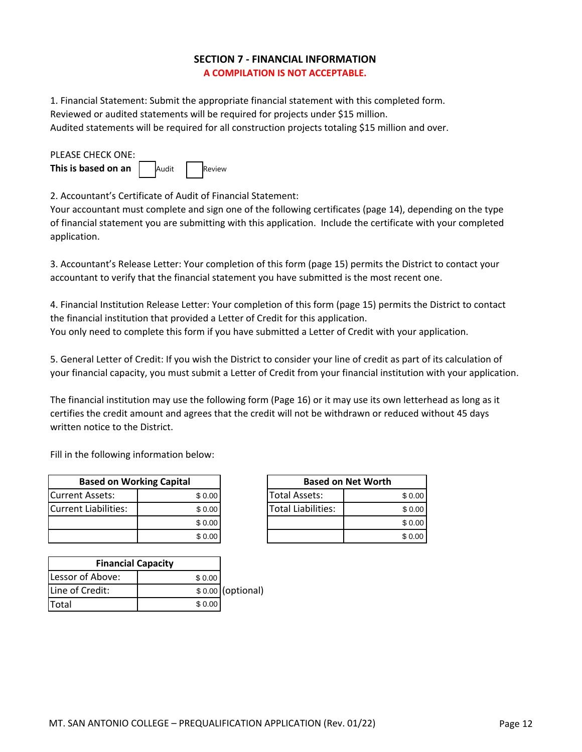## SECTION 7 - FINANCIAL INFORMATION

**A COMPILATION IS NOT ACCEPTABLE.**

1. Financial Statement: Submit the appropriate financial statement with this completed form.
Reviewed or audited statements will be required for projects under $15 million.
Audited statements will be required for all construction projects totaling $15 million and over.

PLEASE CHECK ONE:
**This is based on an** ☐ Audit ☐ Review

2. Accountant's Certificate of Audit of Financial Statement:
Your accountant must complete and sign one of the following certificates (page 14), depending on the type of financial statement you are submitting with this application. Include the certificate with your completed application.

3. Accountant's Release Letter: Your completion of this form (page 15) permits the District to contact your accountant to verify that the financial statement you have submitted is the most recent one.

4. Financial Institution Release Letter: Your completion of this form (page 15) permits the District to contact the financial institution that provided a Letter of Credit for this application.
You only need to complete this form if you have submitted a Letter of Credit with your application.

5. General Letter of Credit: If you wish the District to consider your line of credit as part of its calculation of your financial capacity, you must submit a Letter of Credit from your financial institution with your application.

The financial institution may use the following form (Page 16) or it may use its own letterhead as long as it certifies the credit amount and agrees that the credit will not be withdrawn or reduced without 45 days written notice to the District.

Fill in the following information below:

| Based on Working Capital | |
|---|---|
| Current Assets: | $ 0.00 |
| Current Liabilities: | $ 0.00 |
| | $ 0.00 |
| | $ 0.00 |

| Based on Net Worth | |
|---|---|
| Total Assets: | $ 0.00 |
| Total Liabilities: | $ 0.00 |
| | $ 0.00 |
| | $ 0.00 |

| Financial Capacity | | |
|---|---|---|
| Lessor of Above: | $ 0.00 | |
| Line of Credit: | $ 0.00 | (optional) |
| Total | $ 0.00 | |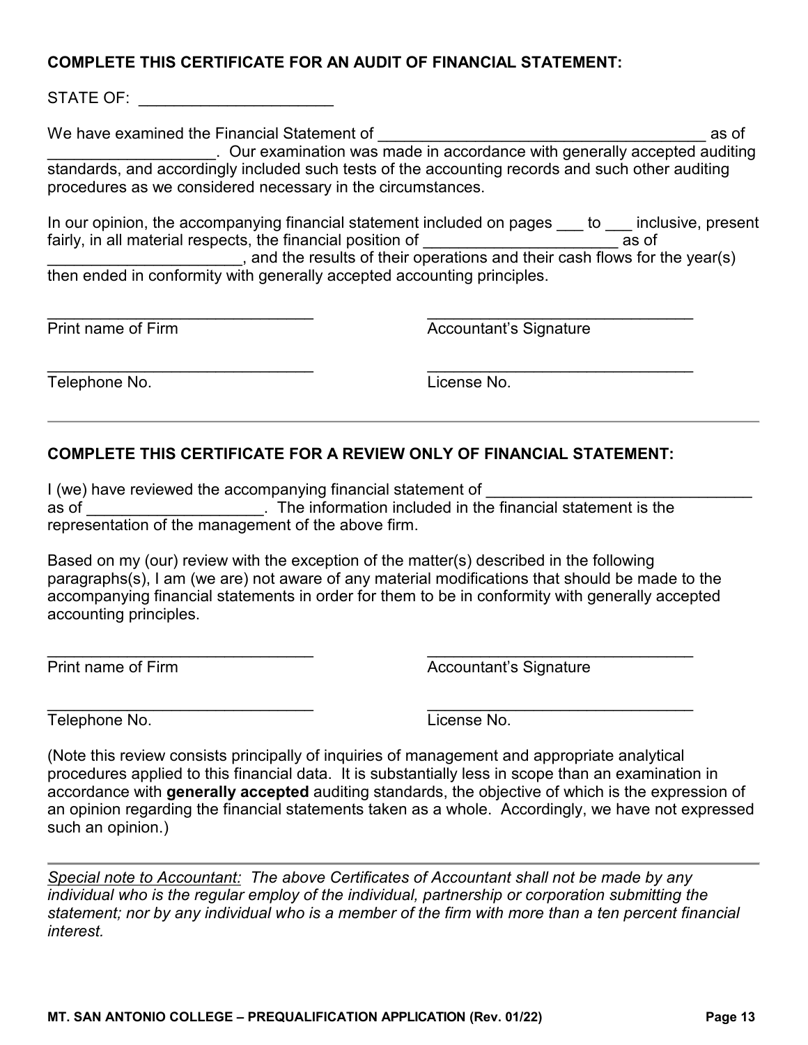**COMPLETE THIS CERTIFICATE FOR AN AUDIT OF FINANCIAL STATEMENT:**

STATE OF: ______________________

We have examined the Financial Statement of ______________________________________ as of ___________________. Our examination was made in accordance with generally accepted auditing standards, and accordingly included such tests of the accounting records and such other auditing procedures as we considered necessary in the circumstances.

In our opinion, the accompanying financial statement included on pages ___ to ___ inclusive, present fairly, in all material respects, the financial position of _______________________ as of ______________________, and the results of their operations and their cash flows for the year(s) then ended in conformity with generally accepted accounting principles.

| | |
|---|---|
| _______________________________ | _______________________________ |
| Print name of Firm | Accountant's Signature |
| _______________________________ | _______________________________ |
| Telephone No. | License No. |

---

**COMPLETE THIS CERTIFICATE FOR A REVIEW ONLY OF FINANCIAL STATEMENT:**

I (we) have reviewed the accompanying financial statement of _______________________________ as of ____________________. The information included in the financial statement is the representation of the management of the above firm.

Based on my (our) review with the exception of the matter(s) described in the following paragraphs(s), I am (we are) not aware of any material modifications that should be made to the accompanying financial statements in order for them to be in conformity with generally accepted accounting principles.

| | |
|---|---|
| _______________________________ | _______________________________ |
| Print name of Firm | Accountant's Signature |
| _______________________________ | _______________________________ |
| Telephone No. | License No. |

(Note this review consists principally of inquiries of management and appropriate analytical procedures applied to this financial data. It is substantially less in scope than an examination in accordance with **generally accepted** auditing standards, the objective of which is the expression of an opinion regarding the financial statements taken as a whole. Accordingly, we have not expressed such an opinion.)

---

*<u>Special note to Accountant:</u> The above Certificates of Accountant shall not be made by any individual who is the regular employ of the individual, partnership or corporation submitting the statement; nor by any individual who is a member of the firm with more than a ten percent financial interest.*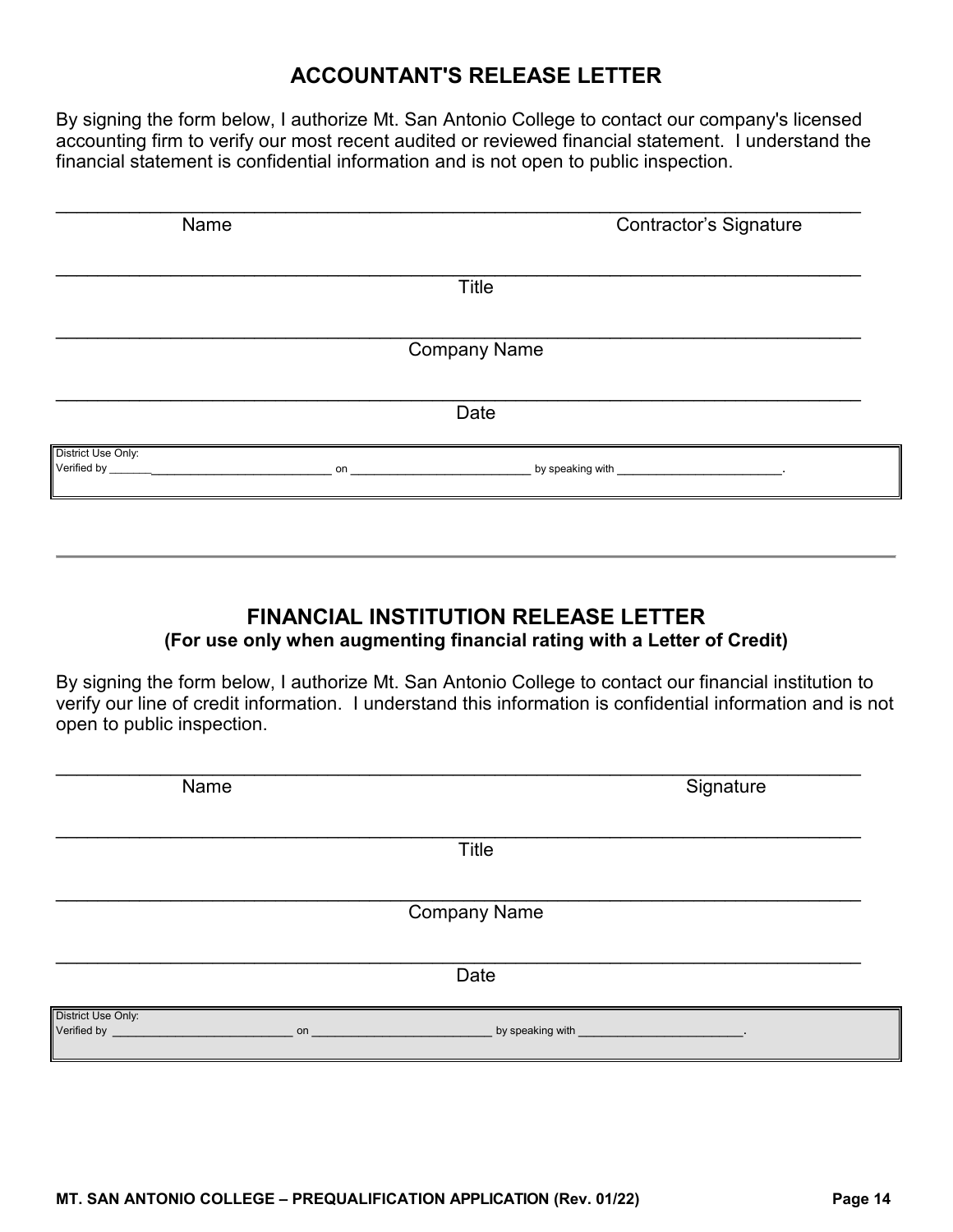## ACCOUNTANT'S RELEASE LETTER

By signing the form below, I authorize Mt. San Antonio College to contact our company's licensed accounting firm to verify our most recent audited or reviewed financial statement. I understand the financial statement is confidential information and is not open to public inspection.

______________________________________________________________________________

Name                                                                                                    Contractor's Signature

______________________________________________________________________________

Title

______________________________________________________________________________

Company Name

______________________________________________________________________________

Date

| District Use Only:<br>Verified by __________________________________ on ___________________________ by speaking with ________________________. |
|---|

---

## FINANCIAL INSTITUTION RELEASE LETTER

### (For use only when augmenting financial rating with a Letter of Credit)

By signing the form below, I authorize Mt. San Antonio College to contact our financial institution to verify our line of credit information. I understand this information is confidential information and is not open to public inspection.

______________________________________________________________________________

Name                                                                                                    Signature

______________________________________________________________________________

Title

______________________________________________________________________________

Company Name

______________________________________________________________________________

Date

| District Use Only:<br>Verified by ____________________________ on ___________________________ by speaking with ________________________. |
|---|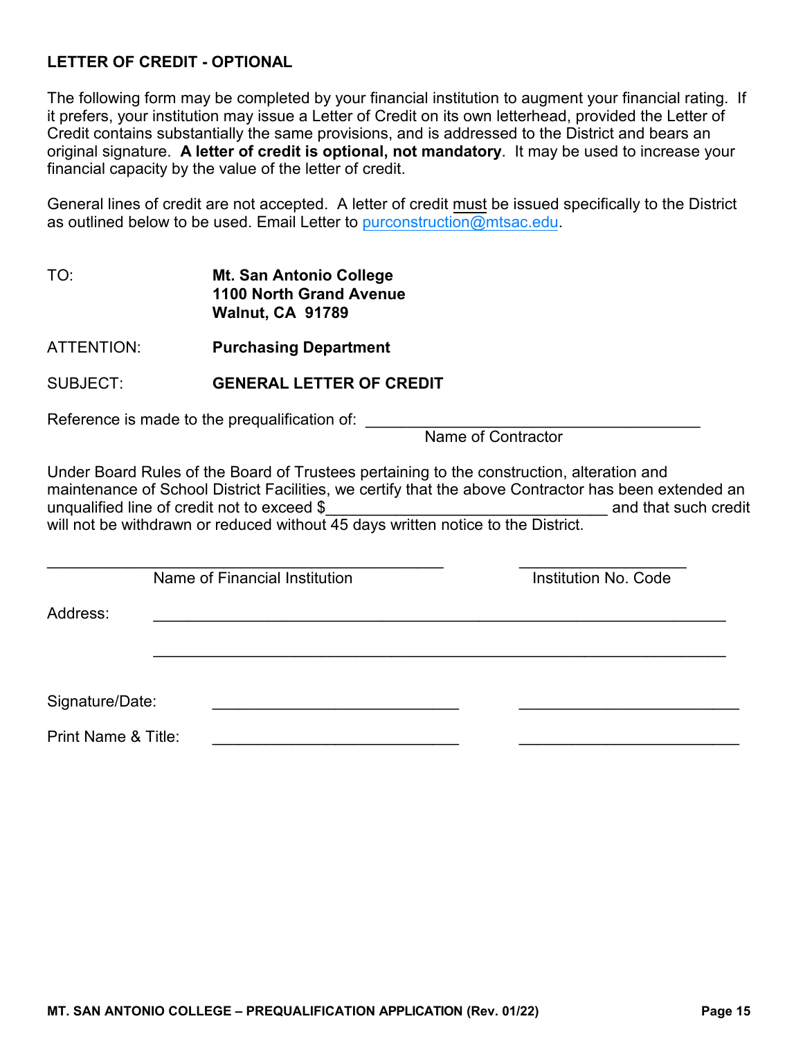**LETTER OF CREDIT - OPTIONAL**

The following form may be completed by your financial institution to augment your financial rating. If it prefers, your institution may issue a Letter of Credit on its own letterhead, provided the Letter of Credit contains substantially the same provisions, and is addressed to the District and bears an original signature. **A letter of credit is optional, not mandatory**. It may be used to increase your financial capacity by the value of the letter of credit.

General lines of credit are not accepted. A letter of credit must be issued specifically to the District as outlined below to be used. Email Letter to purconstruction@mtsac.edu.

TO: **Mt. San Antonio College**
**1100 North Grand Avenue**
**Walnut, CA 91789**

ATTENTION: **Purchasing Department**

SUBJECT: **GENERAL LETTER OF CREDIT**

Reference is made to the prequalification of: _______________________________________
Name of Contractor

Under Board Rules of the Board of Trustees pertaining to the construction, alteration and maintenance of School District Facilities, we certify that the above Contractor has been extended an unqualified line of credit not to exceed $_________________________________ and that such credit will not be withdrawn or reduced without 45 days written notice to the District.

______________________________________________ ____________________
Name of Financial Institution Institution No. Code

Address: ___________________________________________________________________

___________________________________________________________________

Signature/Date: _____________________________ __________________________

Print Name & Title: _____________________________ __________________________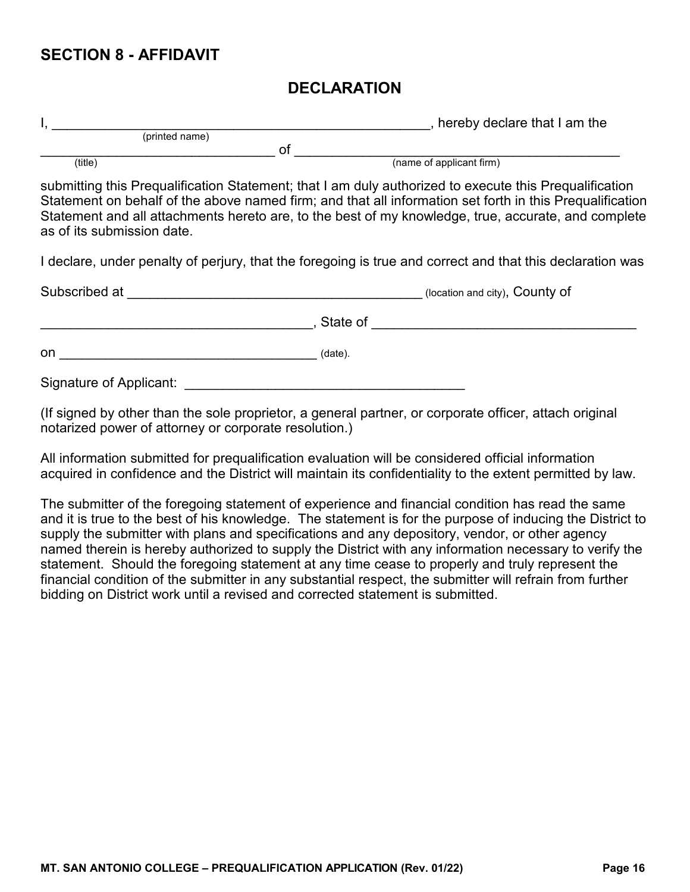## SECTION 8 - AFFIDAVIT

### DECLARATION

I, ________________________________________________, hereby declare that I am the
(printed name)

______________________________ of ________________________________________
(title) (name of applicant firm)

submitting this Prequalification Statement; that I am duly authorized to execute this Prequalification Statement on behalf of the above named firm; and that all information set forth in this Prequalification Statement and all attachments hereto are, to the best of my knowledge, true, accurate, and complete as of its submission date.

I declare, under penalty of perjury, that the foregoing is true and correct and that this declaration was

Subscribed at ____________________________________ (location and city), County of

__________________________________, State of __________________________________

on _________________________________ (date).

Signature of Applicant: ___________________________________

(If signed by other than the sole proprietor, a general partner, or corporate officer, attach original notarized power of attorney or corporate resolution.)

All information submitted for prequalification evaluation will be considered official information acquired in confidence and the District will maintain its confidentiality to the extent permitted by law.

The submitter of the foregoing statement of experience and financial condition has read the same and it is true to the best of his knowledge. The statement is for the purpose of inducing the District to supply the submitter with plans and specifications and any depository, vendor, or other agency named therein is hereby authorized to supply the District with any information necessary to verify the statement. Should the foregoing statement at any time cease to properly and truly represent the financial condition of the submitter in any substantial respect, the submitter will refrain from further bidding on District work until a revised and corrected statement is submitted.